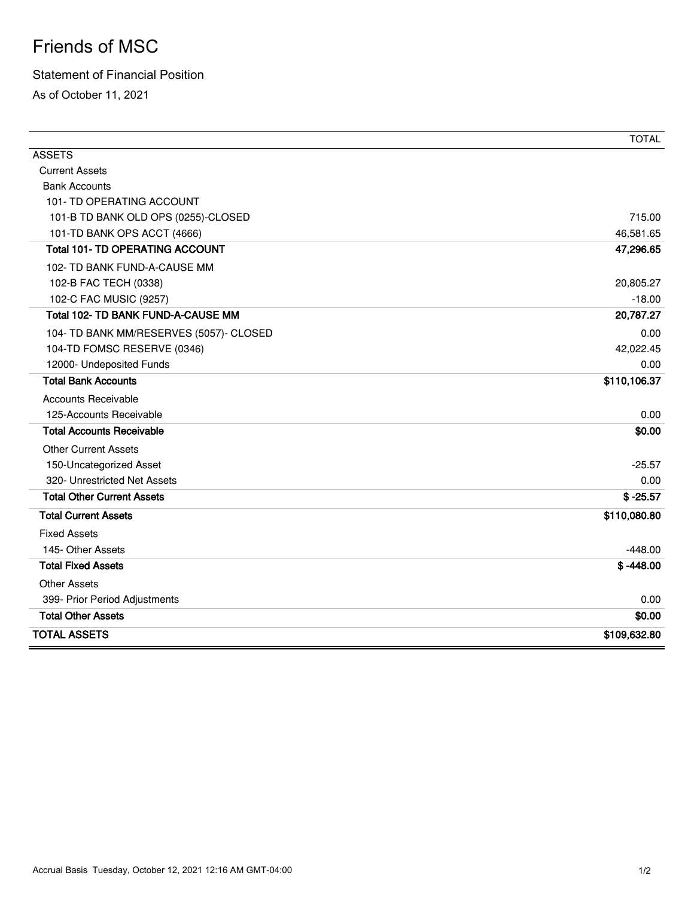# Friends of MSC

Statement of Financial Position

As of October 11, 2021

| | TOTAL |
|---|---|
| ASSETS | |
| Current Assets | |
| Bank Accounts | |
| 101- TD OPERATING ACCOUNT | |
| 101-B TD BANK OLD OPS (0255)-CLOSED | 715.00 |
| 101-TD BANK OPS ACCT (4666) | 46,581.65 |
| **Total 101- TD OPERATING ACCOUNT** | **47,296.65** |
| 102- TD BANK FUND-A-CAUSE MM | |
| 102-B FAC TECH (0338) | 20,805.27 |
| 102-C FAC MUSIC (9257) | -18.00 |
| **Total 102- TD BANK FUND-A-CAUSE MM** | **20,787.27** |
| 104- TD BANK MM/RESERVES (5057)- CLOSED | 0.00 |
| 104-TD FOMSC RESERVE (0346) | 42,022.45 |
| 12000- Undeposited Funds | 0.00 |
| **Total Bank Accounts** | **$110,106.37** |
| Accounts Receivable | |
| 125-Accounts Receivable | 0.00 |
| **Total Accounts Receivable** | **$0.00** |
| Other Current Assets | |
| 150-Uncategorized Asset | -25.57 |
| 320- Unrestricted Net Assets | 0.00 |
| **Total Other Current Assets** | **$ -25.57** |
| **Total Current Assets** | **$110,080.80** |
| Fixed Assets | |
| 145- Other Assets | -448.00 |
| **Total Fixed Assets** | **$ -448.00** |
| Other Assets | |
| 399- Prior Period Adjustments | 0.00 |
| **Total Other Assets** | **$0.00** |
| **TOTAL ASSETS** | **$109,632.80** |

Accrual Basis Tuesday, October 12, 2021 12:16 AM GMT-04:00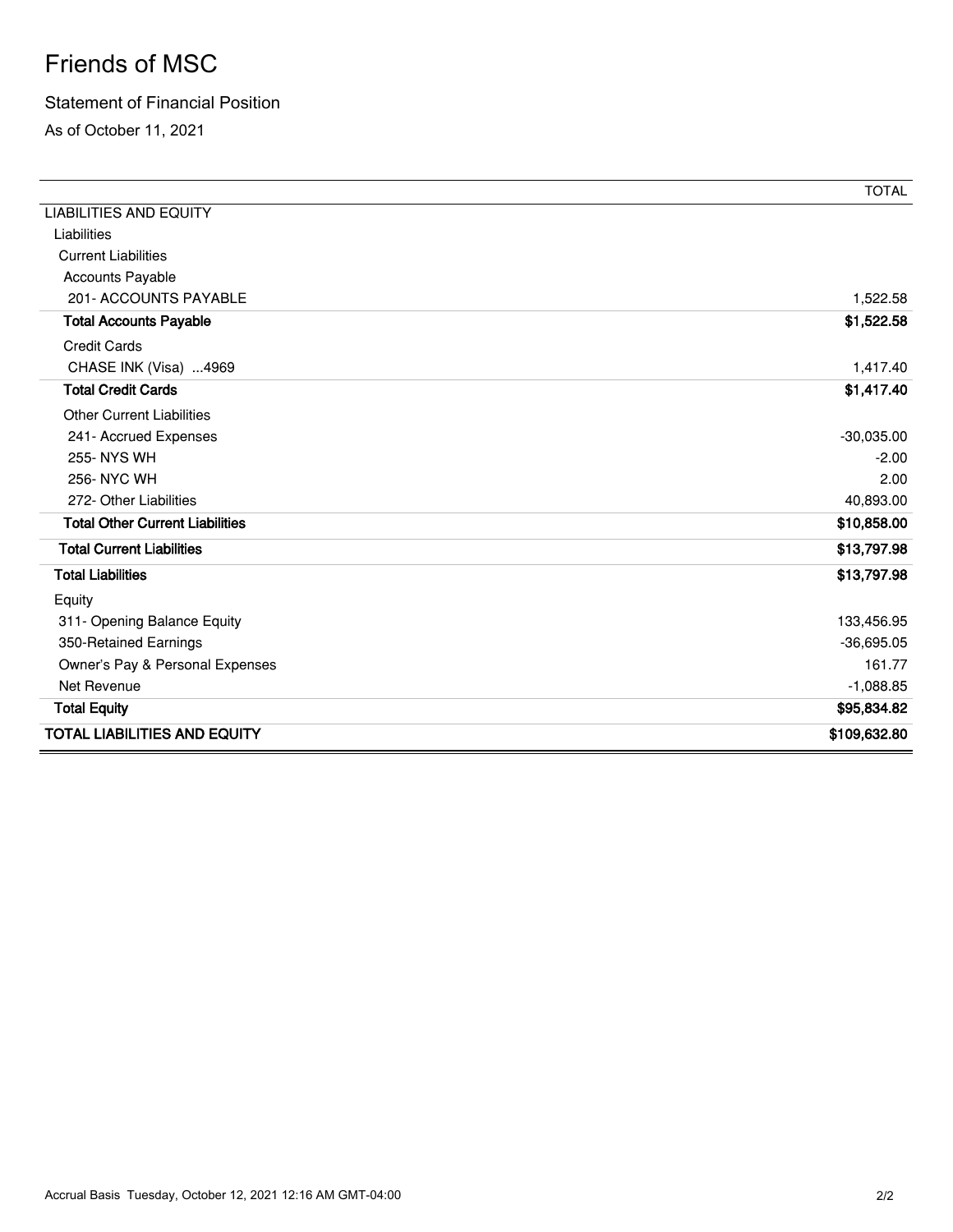# Friends of MSC

Statement of Financial Position

As of October 11, 2021

| | TOTAL |
|---|---|
| LIABILITIES AND EQUITY | |
| Liabilities | |
| Current Liabilities | |
| Accounts Payable | |
| 201- ACCOUNTS PAYABLE | 1,522.58 |
| **Total Accounts Payable** | **$1,522.58** |
| Credit Cards | |
| CHASE INK (Visa) ...4969 | 1,417.40 |
| **Total Credit Cards** | **$1,417.40** |
| Other Current Liabilities | |
| 241- Accrued Expenses | -30,035.00 |
| 255- NYS WH | -2.00 |
| 256- NYC WH | 2.00 |
| 272- Other Liabilities | 40,893.00 |
| **Total Other Current Liabilities** | **$10,858.00** |
| **Total Current Liabilities** | **$13,797.98** |
| **Total Liabilities** | **$13,797.98** |
| Equity | |
| 311- Opening Balance Equity | 133,456.95 |
| 350-Retained Earnings | -36,695.05 |
| Owner's Pay & Personal Expenses | 161.77 |
| Net Revenue | -1,088.85 |
| **Total Equity** | **$95,834.82** |
| **TOTAL LIABILITIES AND EQUITY** | **$109,632.80** |

Accrual Basis Tuesday, October 12, 2021 12:16 AM GMT-04:00